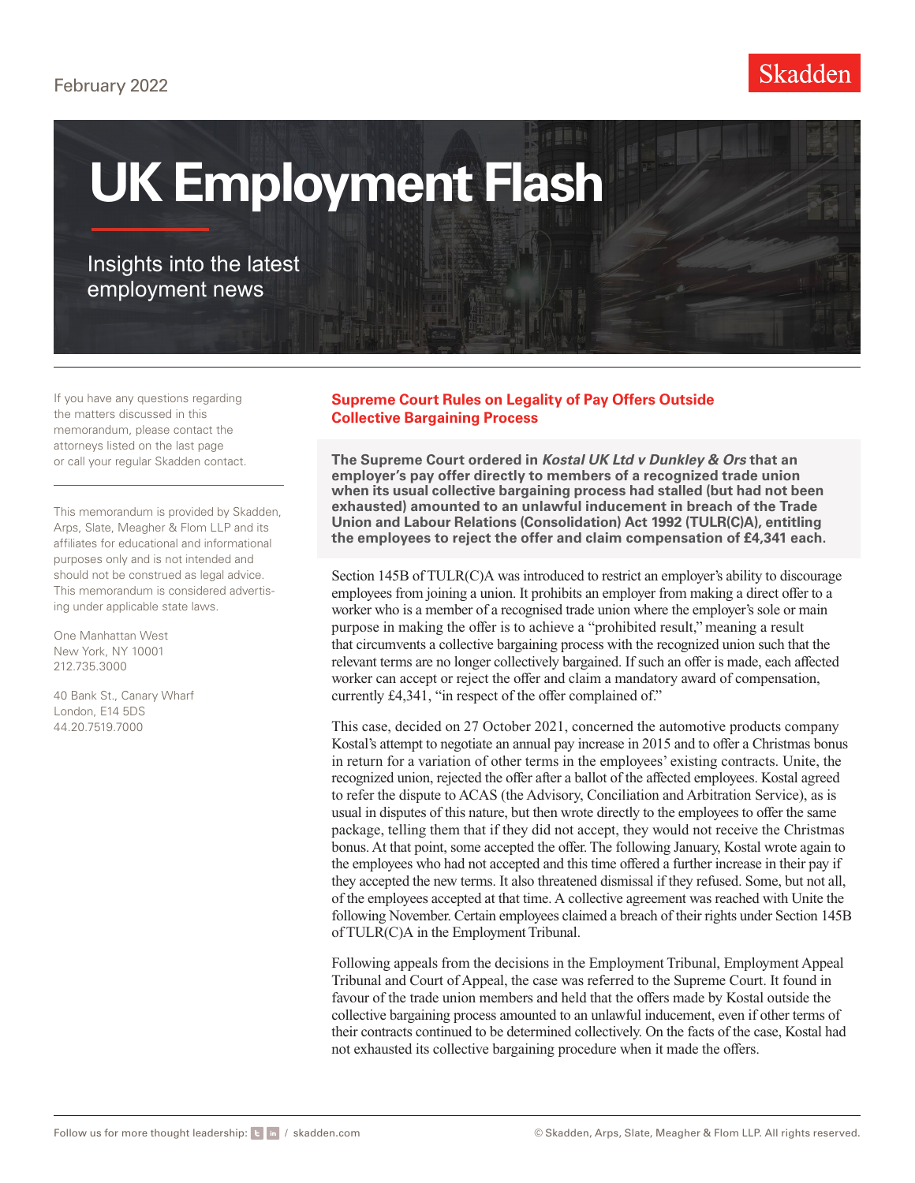February 2022

Skadden

# UK Employment Flash

Insights into the latest employment news

If you have any questions regarding the matters discussed in this memorandum, please contact the attorneys listed on the last page or call your regular Skadden contact.

This memorandum is provided by Skadden, Arps, Slate, Meagher & Flom LLP and its affiliates for educational and informational purposes only and is not intended and should not be construed as legal advice. This memorandum is considered advertising under applicable state laws.

One Manhattan West
New York, NY 10001
212.735.3000

40 Bank St., Canary Wharf
London, E14 5DS
44.20.7519.7000

## Supreme Court Rules on Legality of Pay Offers Outside Collective Bargaining Process

**The Supreme Court ordered in *Kostal UK Ltd v Dunkley & Ors* that an employer's pay offer directly to members of a recognized trade union when its usual collective bargaining process had stalled (but had not been exhausted) amounted to an unlawful inducement in breach of the Trade Union and Labour Relations (Consolidation) Act 1992 (TULR(C)A), entitling the employees to reject the offer and claim compensation of £4,341 each.**

Section 145B of TULR(C)A was introduced to restrict an employer's ability to discourage employees from joining a union. It prohibits an employer from making a direct offer to a worker who is a member of a recognised trade union where the employer's sole or main purpose in making the offer is to achieve a "prohibited result," meaning a result that circumvents a collective bargaining process with the recognized union such that the relevant terms are no longer collectively bargained. If such an offer is made, each affected worker can accept or reject the offer and claim a mandatory award of compensation, currently £4,341, "in respect of the offer complained of."

This case, decided on 27 October 2021, concerned the automotive products company Kostal's attempt to negotiate an annual pay increase in 2015 and to offer a Christmas bonus in return for a variation of other terms in the employees' existing contracts. Unite, the recognized union, rejected the offer after a ballot of the affected employees. Kostal agreed to refer the dispute to ACAS (the Advisory, Conciliation and Arbitration Service), as is usual in disputes of this nature, but then wrote directly to the employees to offer the same package, telling them that if they did not accept, they would not receive the Christmas bonus. At that point, some accepted the offer. The following January, Kostal wrote again to the employees who had not accepted and this time offered a further increase in their pay if they accepted the new terms. It also threatened dismissal if they refused. Some, but not all, of the employees accepted at that time. A collective agreement was reached with Unite the following November. Certain employees claimed a breach of their rights under Section 145B of TULR(C)A in the Employment Tribunal.

Following appeals from the decisions in the Employment Tribunal, Employment Appeal Tribunal and Court of Appeal, the case was referred to the Supreme Court. It found in favour of the trade union members and held that the offers made by Kostal outside the collective bargaining process amounted to an unlawful inducement, even if other terms of their contracts continued to be determined collectively. On the facts of the case, Kostal had not exhausted its collective bargaining procedure when it made the offers.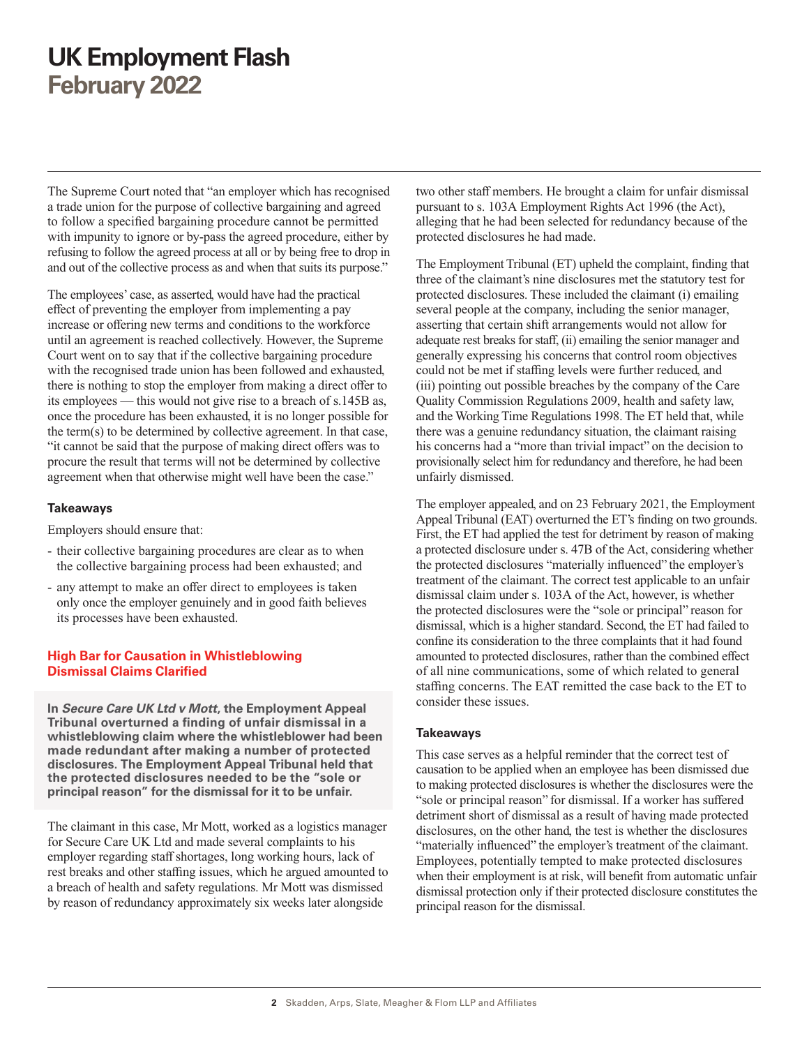The Supreme Court noted that "an employer which has recognised a trade union for the purpose of collective bargaining and agreed to follow a specified bargaining procedure cannot be permitted with impunity to ignore or by-pass the agreed procedure, either by refusing to follow the agreed process at all or by being free to drop in and out of the collective process as and when that suits its purpose."

The employees' case, as asserted, would have had the practical effect of preventing the employer from implementing a pay increase or offering new terms and conditions to the workforce until an agreement is reached collectively. However, the Supreme Court went on to say that if the collective bargaining procedure with the recognised trade union has been followed and exhausted, there is nothing to stop the employer from making a direct offer to its employees — this would not give rise to a breach of s.145B as, once the procedure has been exhausted, it is no longer possible for the term(s) to be determined by collective agreement. In that case, "it cannot be said that the purpose of making direct offers was to procure the result that terms will not be determined by collective agreement when that otherwise might well have been the case."

#### Takeaways

Employers should ensure that:

- their collective bargaining procedures are clear as to when the collective bargaining process had been exhausted; and
- any attempt to make an offer direct to employees is taken only once the employer genuinely and in good faith believes its processes have been exhausted.

### High Bar for Causation in Whistleblowing Dismissal Claims Clarified

**In *Secure Care UK Ltd v Mott,* the Employment Appeal Tribunal overturned a finding of unfair dismissal in a whistleblowing claim where the whistleblower had been made redundant after making a number of protected disclosures. The Employment Appeal Tribunal held that the protected disclosures needed to be the "sole or principal reason" for the dismissal for it to be unfair.**

The claimant in this case, Mr Mott, worked as a logistics manager for Secure Care UK Ltd and made several complaints to his employer regarding staff shortages, long working hours, lack of rest breaks and other staffing issues, which he argued amounted to a breach of health and safety regulations. Mr Mott was dismissed by reason of redundancy approximately six weeks later alongside two other staff members. He brought a claim for unfair dismissal pursuant to s. 103A Employment Rights Act 1996 (the Act), alleging that he had been selected for redundancy because of the protected disclosures he had made.

The Employment Tribunal (ET) upheld the complaint, finding that three of the claimant's nine disclosures met the statutory test for protected disclosures. These included the claimant (i) emailing several people at the company, including the senior manager, asserting that certain shift arrangements would not allow for adequate rest breaks for staff, (ii) emailing the senior manager and generally expressing his concerns that control room objectives could not be met if staffing levels were further reduced, and (iii) pointing out possible breaches by the company of the Care Quality Commission Regulations 2009, health and safety law, and the Working Time Regulations 1998. The ET held that, while there was a genuine redundancy situation, the claimant raising his concerns had a "more than trivial impact" on the decision to provisionally select him for redundancy and therefore, he had been unfairly dismissed.

The employer appealed, and on 23 February 2021, the Employment Appeal Tribunal (EAT) overturned the ET's finding on two grounds. First, the ET had applied the test for detriment by reason of making a protected disclosure under s. 47B of the Act, considering whether the protected disclosures "materially influenced" the employer's treatment of the claimant. The correct test applicable to an unfair dismissal claim under s. 103A of the Act, however, is whether the protected disclosures were the "sole or principal" reason for dismissal, which is a higher standard. Second, the ET had failed to confine its consideration to the three complaints that it had found amounted to protected disclosures, rather than the combined effect of all nine communications, some of which related to general staffing concerns. The EAT remitted the case back to the ET to consider these issues.

#### Takeaways

This case serves as a helpful reminder that the correct test of causation to be applied when an employee has been dismissed due to making protected disclosures is whether the disclosures were the "sole or principal reason" for dismissal. If a worker has suffered detriment short of dismissal as a result of having made protected disclosures, on the other hand, the test is whether the disclosures "materially influenced" the employer's treatment of the claimant. Employees, potentially tempted to make protected disclosures when their employment is at risk, will benefit from automatic unfair dismissal protection only if their protected disclosure constitutes the principal reason for the dismissal.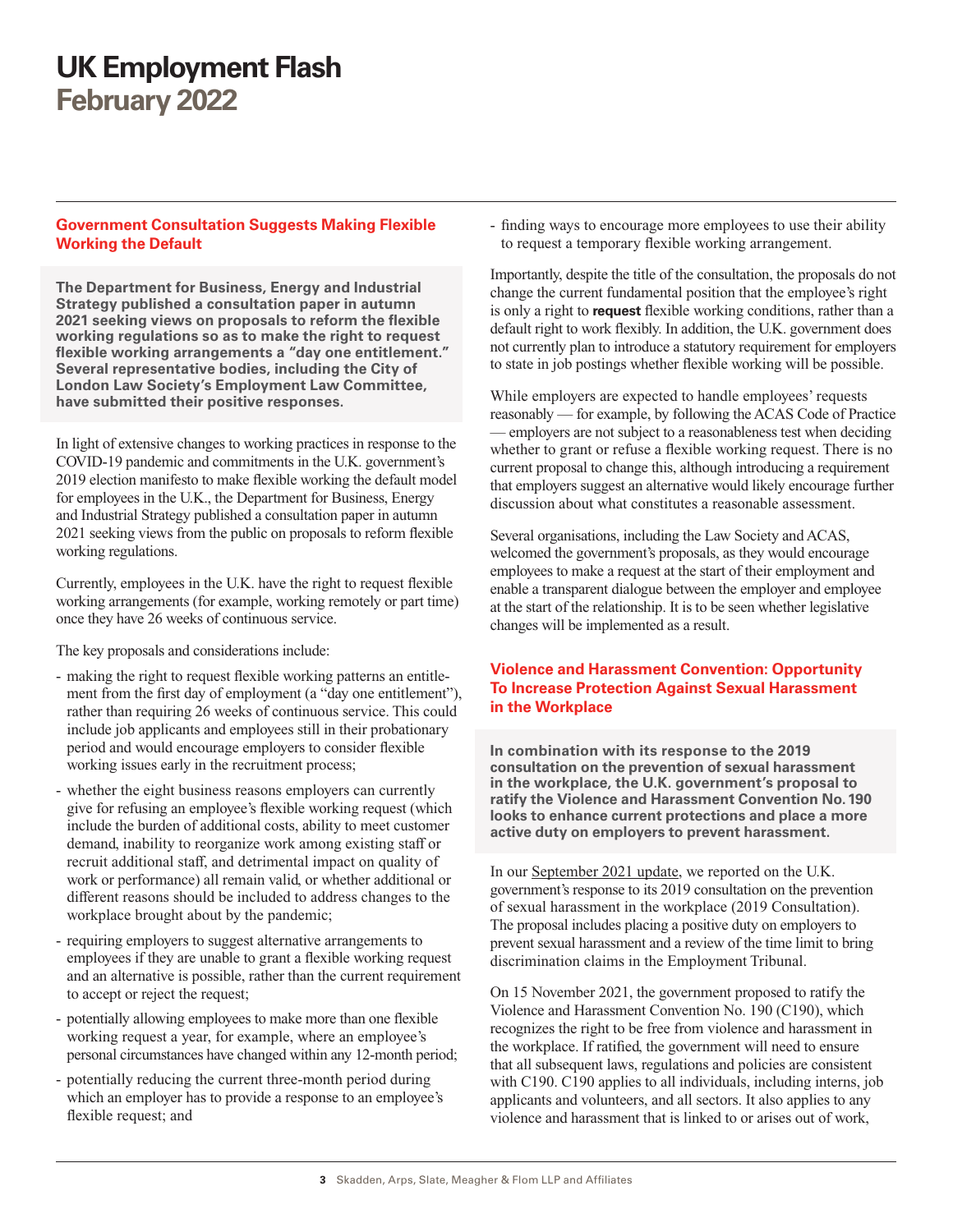# UK Employment Flash
## February 2022

### Government Consultation Suggests Making Flexible Working the Default

**The Department for Business, Energy and Industrial Strategy published a consultation paper in autumn 2021 seeking views on proposals to reform the flexible working regulations so as to make the right to request flexible working arrangements a "day one entitlement." Several representative bodies, including the City of London Law Society's Employment Law Committee, have submitted their positive responses.**

In light of extensive changes to working practices in response to the COVID-19 pandemic and commitments in the U.K. government's 2019 election manifesto to make flexible working the default model for employees in the U.K., the Department for Business, Energy and Industrial Strategy published a consultation paper in autumn 2021 seeking views from the public on proposals to reform flexible working regulations.

Currently, employees in the U.K. have the right to request flexible working arrangements (for example, working remotely or part time) once they have 26 weeks of continuous service.

The key proposals and considerations include:

- making the right to request flexible working patterns an entitlement from the first day of employment (a "day one entitlement"), rather than requiring 26 weeks of continuous service. This could include job applicants and employees still in their probationary period and would encourage employers to consider flexible working issues early in the recruitment process;
- whether the eight business reasons employers can currently give for refusing an employee's flexible working request (which include the burden of additional costs, ability to meet customer demand, inability to reorganize work among existing staff or recruit additional staff, and detrimental impact on quality of work or performance) all remain valid, or whether additional or different reasons should be included to address changes to the workplace brought about by the pandemic;
- requiring employers to suggest alternative arrangements to employees if they are unable to grant a flexible working request and an alternative is possible, rather than the current requirement to accept or reject the request;
- potentially allowing employees to make more than one flexible working request a year, for example, where an employee's personal circumstances have changed within any 12-month period;
- potentially reducing the current three-month period during which an employer has to provide a response to an employee's flexible request; and
- finding ways to encourage more employees to use their ability to request a temporary flexible working arrangement.

Importantly, despite the title of the consultation, the proposals do not change the current fundamental position that the employee's right is only a right to **request** flexible working conditions, rather than a default right to work flexibly. In addition, the U.K. government does not currently plan to introduce a statutory requirement for employers to state in job postings whether flexible working will be possible.

While employers are expected to handle employees' requests reasonably — for example, by following the ACAS Code of Practice — employers are not subject to a reasonableness test when deciding whether to grant or refuse a flexible working request. There is no current proposal to change this, although introducing a requirement that employers suggest an alternative would likely encourage further discussion about what constitutes a reasonable assessment.

Several organisations, including the Law Society and ACAS, welcomed the government's proposals, as they would encourage employees to make a request at the start of their employment and enable a transparent dialogue between the employer and employee at the start of the relationship. It is to be seen whether legislative changes will be implemented as a result.

### Violence and Harassment Convention: Opportunity To Increase Protection Against Sexual Harassment in the Workplace

**In combination with its response to the 2019 consultation on the prevention of sexual harassment in the workplace, the U.K. government's proposal to ratify the Violence and Harassment Convention No. 190 looks to enhance current protections and place a more active duty on employers to prevent harassment.**

In our September 2021 update, we reported on the U.K. government's response to its 2019 consultation on the prevention of sexual harassment in the workplace (2019 Consultation). The proposal includes placing a positive duty on employers to prevent sexual harassment and a review of the time limit to bring discrimination claims in the Employment Tribunal.

On 15 November 2021, the government proposed to ratify the Violence and Harassment Convention No. 190 (C190), which recognizes the right to be free from violence and harassment in the workplace. If ratified, the government will need to ensure that all subsequent laws, regulations and policies are consistent with C190. C190 applies to all individuals, including interns, job applicants and volunteers, and all sectors. It also applies to any violence and harassment that is linked to or arises out of work,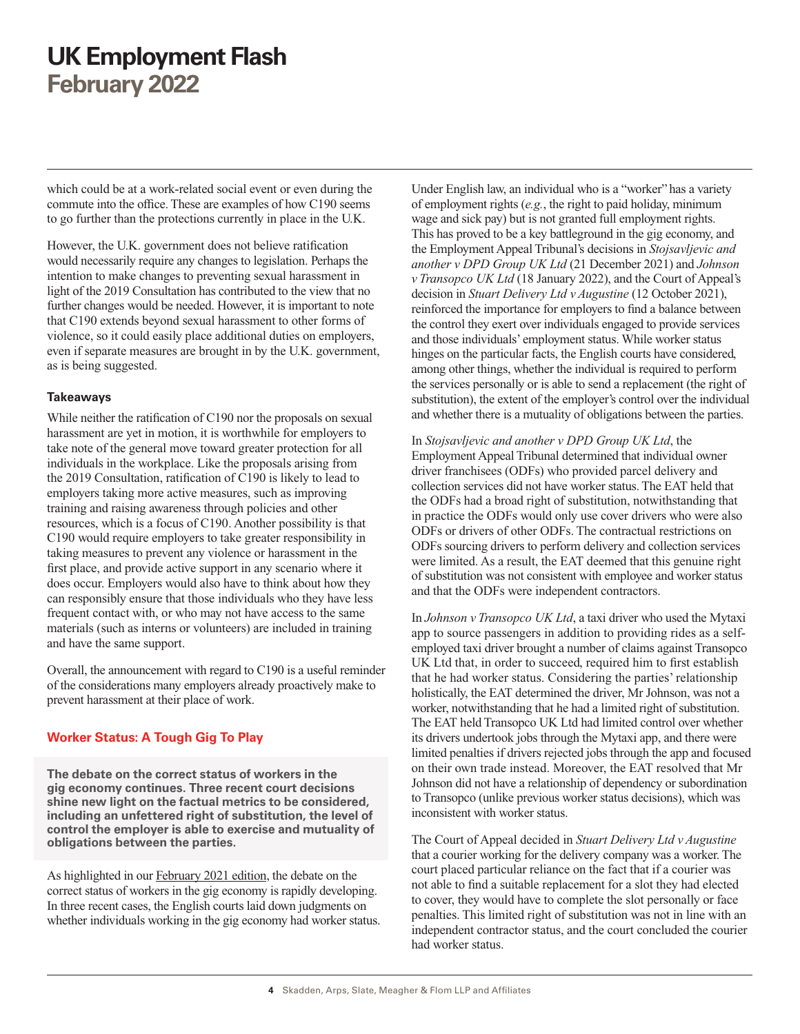which could be at a work-related social event or even during the commute into the office. These are examples of how C190 seems to go further than the protections currently in place in the U.K.

However, the U.K. government does not believe ratification would necessarily require any changes to legislation. Perhaps the intention to make changes to preventing sexual harassment in light of the 2019 Consultation has contributed to the view that no further changes would be needed. However, it is important to note that C190 extends beyond sexual harassment to other forms of violence, so it could easily place additional duties on employers, even if separate measures are brought in by the U.K. government, as is being suggested.

**Takeaways**

While neither the ratification of C190 nor the proposals on sexual harassment are yet in motion, it is worthwhile for employers to take note of the general move toward greater protection for all individuals in the workplace. Like the proposals arising from the 2019 Consultation, ratification of C190 is likely to lead to employers taking more active measures, such as improving training and raising awareness through policies and other resources, which is a focus of C190. Another possibility is that C190 would require employers to take greater responsibility in taking measures to prevent any violence or harassment in the first place, and provide active support in any scenario where it does occur. Employers would also have to think about how they can responsibly ensure that those individuals who they have less frequent contact with, or who may not have access to the same materials (such as interns or volunteers) are included in training and have the same support.

Overall, the announcement with regard to C190 is a useful reminder of the considerations many employers already proactively make to prevent harassment at their place of work.

## Worker Status: A Tough Gig To Play

**The debate on the correct status of workers in the gig economy continues. Three recent court decisions shine new light on the factual metrics to be considered, including an unfettered right of substitution, the level of control the employer is able to exercise and mutuality of obligations between the parties.**

As highlighted in our February 2021 edition, the debate on the correct status of workers in the gig economy is rapidly developing. In three recent cases, the English courts laid down judgments on whether individuals working in the gig economy had worker status.

Under English law, an individual who is a "worker" has a variety of employment rights (*e.g.*, the right to paid holiday, minimum wage and sick pay) but is not granted full employment rights. This has proved to be a key battleground in the gig economy, and the Employment Appeal Tribunal's decisions in *Stojsavljevic and another v DPD Group UK Ltd* (21 December 2021) and *Johnson v Transopco UK Ltd* (18 January 2022), and the Court of Appeal's decision in *Stuart Delivery Ltd v Augustine* (12 October 2021), reinforced the importance for employers to find a balance between the control they exert over individuals engaged to provide services and those individuals' employment status. While worker status hinges on the particular facts, the English courts have considered, among other things, whether the individual is required to perform the services personally or is able to send a replacement (the right of substitution), the extent of the employer's control over the individual and whether there is a mutuality of obligations between the parties.

In *Stojsavljevic and another v DPD Group UK Ltd*, the Employment Appeal Tribunal determined that individual owner driver franchisees (ODFs) who provided parcel delivery and collection services did not have worker status. The EAT held that the ODFs had a broad right of substitution, notwithstanding that in practice the ODFs would only use cover drivers who were also ODFs or drivers of other ODFs. The contractual restrictions on ODFs sourcing drivers to perform delivery and collection services were limited. As a result, the EAT deemed that this genuine right of substitution was not consistent with employee and worker status and that the ODFs were independent contractors.

In *Johnson v Transopco UK Ltd*, a taxi driver who used the Mytaxi app to source passengers in addition to providing rides as a self-employed taxi driver brought a number of claims against Transopco UK Ltd that, in order to succeed, required him to first establish that he had worker status. Considering the parties' relationship holistically, the EAT determined the driver, Mr Johnson, was not a worker, notwithstanding that he had a limited right of substitution. The EAT held Transopco UK Ltd had limited control over whether its drivers undertook jobs through the Mytaxi app, and there were limited penalties if drivers rejected jobs through the app and focused on their own trade instead. Moreover, the EAT resolved that Mr Johnson did not have a relationship of dependency or subordination to Transopco (unlike previous worker status decisions), which was inconsistent with worker status.

The Court of Appeal decided in *Stuart Delivery Ltd v Augustine* that a courier working for the delivery company was a worker. The court placed particular reliance on the fact that if a courier was not able to find a suitable replacement for a slot they had elected to cover, they would have to complete the slot personally or face penalties. This limited right of substitution was not in line with an independent contractor status, and the court concluded the courier had worker status.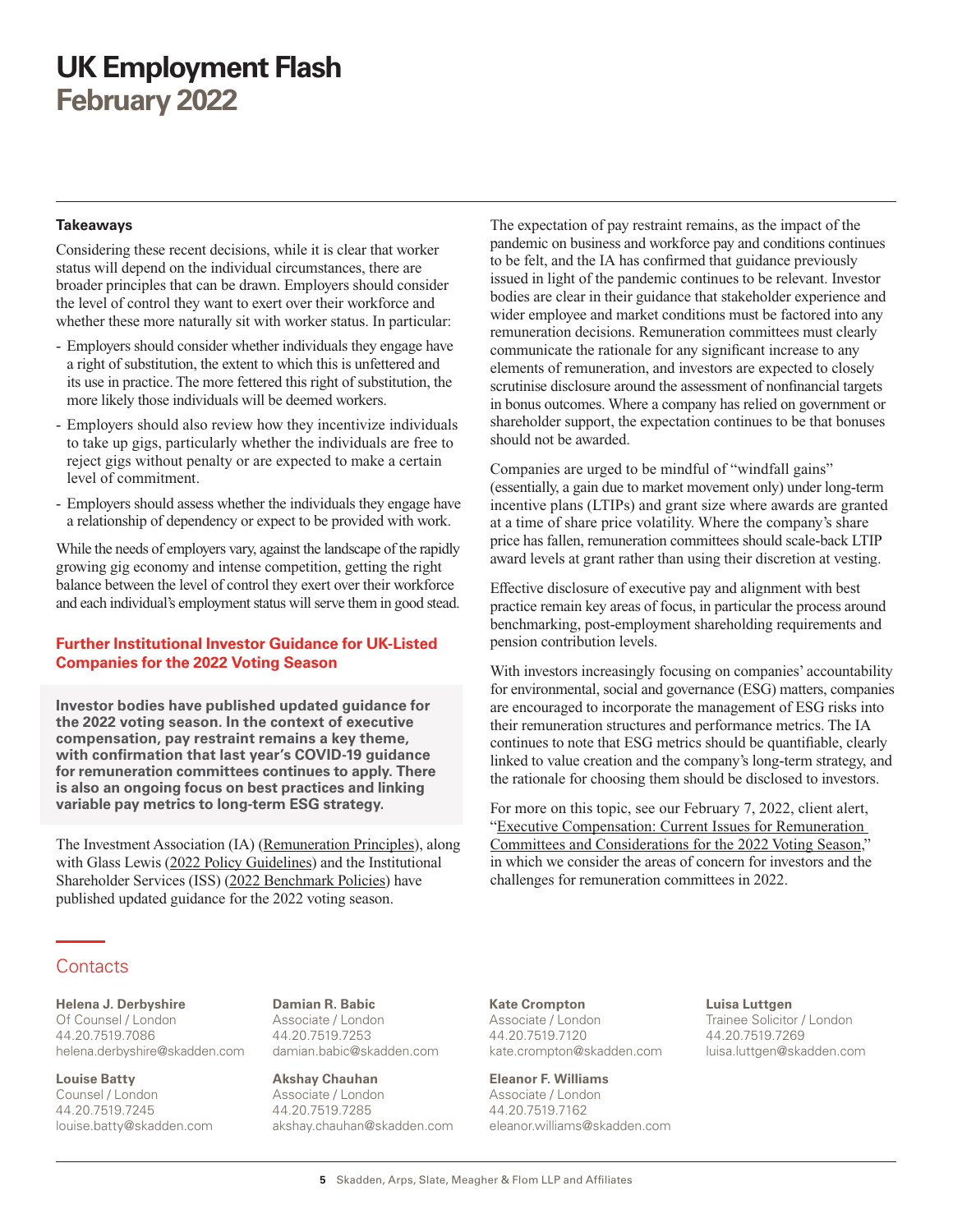# UK Employment Flash
## February 2022

**Takeaways**

Considering these recent decisions, while it is clear that worker status will depend on the individual circumstances, there are broader principles that can be drawn. Employers should consider the level of control they want to exert over their workforce and whether these more naturally sit with worker status. In particular:

- Employers should consider whether individuals they engage have a right of substitution, the extent to which this is unfettered and its use in practice. The more fettered this right of substitution, the more likely those individuals will be deemed workers.
- Employers should also review how they incentivize individuals to take up gigs, particularly whether the individuals are free to reject gigs without penalty or are expected to make a certain level of commitment.
- Employers should assess whether the individuals they engage have a relationship of dependency or expect to be provided with work.

While the needs of employers vary, against the landscape of the rapidly growing gig economy and intense competition, getting the right balance between the level of control they exert over their workforce and each individual's employment status will serve them in good stead.

## Further Institutional Investor Guidance for UK-Listed Companies for the 2022 Voting Season

**Investor bodies have published updated guidance for the 2022 voting season. In the context of executive compensation, pay restraint remains a key theme, with confirmation that last year's COVID-19 guidance for remuneration committees continues to apply. There is also an ongoing focus on best practices and linking variable pay metrics to long-term ESG strategy.**

The Investment Association (IA) (Remuneration Principles), along with Glass Lewis (2022 Policy Guidelines) and the Institutional Shareholder Services (ISS) (2022 Benchmark Policies) have published updated guidance for the 2022 voting season.

The expectation of pay restraint remains, as the impact of the pandemic on business and workforce pay and conditions continues to be felt, and the IA has confirmed that guidance previously issued in light of the pandemic continues to be relevant. Investor bodies are clear in their guidance that stakeholder experience and wider employee and market conditions must be factored into any remuneration decisions. Remuneration committees must clearly communicate the rationale for any significant increase to any elements of remuneration, and investors are expected to closely scrutinise disclosure around the assessment of nonfinancial targets in bonus outcomes. Where a company has relied on government or shareholder support, the expectation continues to be that bonuses should not be awarded.

Companies are urged to be mindful of "windfall gains" (essentially, a gain due to market movement only) under long-term incentive plans (LTIPs) and grant size where awards are granted at a time of share price volatility. Where the company's share price has fallen, remuneration committees should scale-back LTIP award levels at grant rather than using their discretion at vesting.

Effective disclosure of executive pay and alignment with best practice remain key areas of focus, in particular the process around benchmarking, post-employment shareholding requirements and pension contribution levels.

With investors increasingly focusing on companies' accountability for environmental, social and governance (ESG) matters, companies are encouraged to incorporate the management of ESG risks into their remuneration structures and performance metrics. The IA continues to note that ESG metrics should be quantifiable, clearly linked to value creation and the company's long-term strategy, and the rationale for choosing them should be disclosed to investors.

For more on this topic, see our February 7, 2022, client alert, "Executive Compensation: Current Issues for Remuneration Committees and Considerations for the 2022 Voting Season," in which we consider the areas of concern for investors and the challenges for remuneration committees in 2022.

## Contacts

**Helena J. Derbyshire**
Of Counsel / London
44.20.7519.7086
helena.derbyshire@skadden.com

**Louise Batty**
Counsel / London
44.20.7519.7245
louise.batty@skadden.com

**Damian R. Babic**
Associate / London
44.20.7519.7253
damian.babic@skadden.com

**Akshay Chauhan**
Associate / London
44.20.7519.7285
akshay.chauhan@skadden.com

**Kate Crompton**
Associate / London
44.20.7519.7120
kate.crompton@skadden.com

**Eleanor F. Williams**
Associate / London
44.20.7519.7162
eleanor.williams@skadden.com

**Luisa Luttgen**
Trainee Solicitor / London
44.20.7519.7269
luisa.luttgen@skadden.com